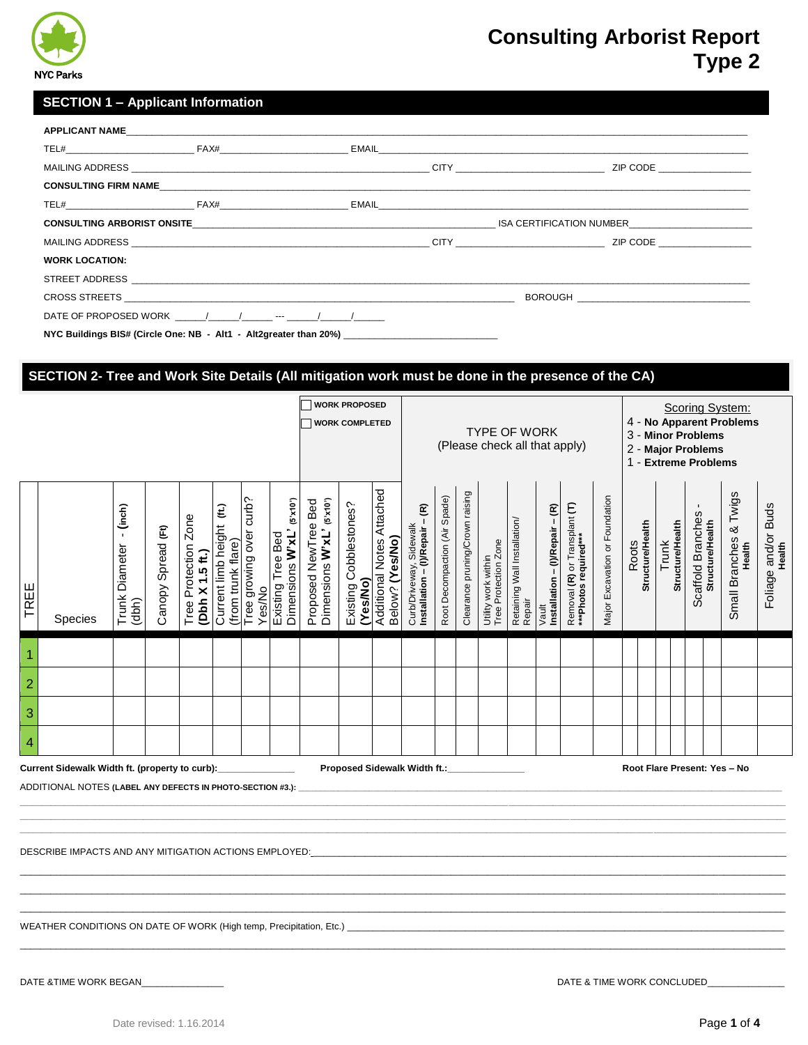NYC Parks

# Consulting Arborist Report Type 2

## SECTION 1 – Applicant Information

**APPLICANT NAME**\_\_\_\_\_\_\_\_\_\_\_\_\_\_\_\_\_\_\_\_\_\_\_\_\_\_\_\_\_\_\_\_\_\_\_\_\_\_\_\_

TEL#\_\_\_\_\_\_\_\_\_\_\_\_\_\_\_\_ FAX#\_\_\_\_\_\_\_\_\_\_\_\_\_\_\_\_ EMAIL\_\_\_\_\_\_\_\_\_\_\_\_\_\_\_\_\_\_\_\_\_\_\_\_\_\_\_\_

MAILING ADDRESS \_\_\_\_\_\_\_\_\_\_\_\_\_\_\_\_\_\_\_\_\_\_\_\_\_\_\_\_ CITY \_\_\_\_\_\_\_\_\_\_\_\_\_\_\_\_ ZIP CODE \_\_\_\_\_\_\_\_\_\_\_\_

**CONSULTING FIRM NAME**\_\_\_\_\_\_\_\_\_\_\_\_\_\_\_\_\_\_\_\_\_\_\_\_\_\_\_\_\_\_\_\_\_\_\_\_\_\_\_\_

TEL#\_\_\_\_\_\_\_\_\_\_\_\_\_\_\_\_ FAX#\_\_\_\_\_\_\_\_\_\_\_\_\_\_\_\_ EMAIL\_\_\_\_\_\_\_\_\_\_\_\_\_\_\_\_\_\_\_\_\_\_\_\_\_\_\_\_

**CONSULTING ARBORIST ONSITE**\_\_\_\_\_\_\_\_\_\_\_\_\_\_\_\_\_\_\_\_\_\_\_\_\_\_\_\_ ISA CERTIFICATION NUMBER\_\_\_\_\_\_\_\_\_\_\_\_\_\_\_\_

MAILING ADDRESS \_\_\_\_\_\_\_\_\_\_\_\_\_\_\_\_\_\_\_\_\_\_\_\_\_\_\_\_ CITY \_\_\_\_\_\_\_\_\_\_\_\_\_\_\_\_ ZIP CODE \_\_\_\_\_\_\_\_\_\_\_\_

**WORK LOCATION:**

STREET ADDRESS \_\_\_\_\_\_\_\_\_\_\_\_\_\_\_\_\_\_\_\_\_\_\_\_\_\_\_\_\_\_\_\_\_\_\_\_\_\_\_\_

CROSS STREETS \_\_\_\_\_\_\_\_\_\_\_\_\_\_\_\_\_\_\_\_\_\_\_\_\_\_\_\_ BOROUGH \_\_\_\_\_\_\_\_\_\_\_\_\_\_\_\_

DATE OF PROPOSED WORK \_\_\_\_/\_\_\_\_/\_\_\_\_ --- \_\_\_\_/\_\_\_\_/\_\_\_\_

**NYC Buildings BIS# (Circle One: NB - Alt1 - Alt2greater than 20%)** \_\_\_\_\_\_\_\_\_\_\_\_\_\_\_\_\_\_\_\_\_\_

## SECTION 2- Tree and Work Site Details (All mitigation work must be done in the presence of the CA)

☐ **WORK PROPOSED**
☐ **WORK COMPLETED**

TYPE OF WORK (Please check all that apply)

Scoring System:
4 - **No Apparent Problems**
3 - **Minor Problems**
2 - **Major Problems**
1 - **Extreme Problems**

| TREE | Species | Trunk Diameter - (inch) (dbh) | Canopy Spread (Ft) | Tree Protection Zone (Dbh X 1.5 ft.) | Current limb height (ft.) (from trunk flare) | Tree growing over curb? Yes/No | Existing Tree Bed Dimensions W'xL' (5'x10') | Proposed NewTree Bed Dimensions W'xL' (5'x10') | Existing Cobblestones? (Yes/No) | Additional Notes Attached Below? (Yes/No) | Curb/Driveway, Sidewalk Installation – (I)/Repair – (R) | Root Decompaction (Air Spade) | Clearance pruning/Crown raising | Utility work within Tree Protection Zone | Retaining Wall Installation/ Repair | Vault Installation – (I)/Repair – (R) | Removal (R) or Transplant (T) ***Photos required*** | Major Excavation or Foundation | Roots Structure/Health | | Trunk Structure/Health | | Scaffold Branches - Structure/Health | | Small Branches & Twigs Health | Foliage and/or Buds Health |
|---|---|---|---|---|---|---|---|---|---|---|---|---|---|---|---|---|---|---|---|---|---|---|---|---|---|---|
| 1 | | | | | | | | | | | | | | | | | | | | | | | | | | |
| 2 | | | | | | | | | | | | | | | | | | | | | | | | | | |
| 3 | | | | | | | | | | | | | | | | | | | | | | | | | | |
| 4 | | | | | | | | | | | | | | | | | | | | | | | | | | |

**Current Sidewalk Width ft. (property to curb):**\_\_\_\_\_\_\_\_\_\_ **Proposed Sidewalk Width ft.:**\_\_\_\_\_\_\_\_\_\_ **Root Flare Present: Yes – No**

ADDITIONAL NOTES **(LABEL ANY DEFECTS IN PHOTO-SECTION #3.):** \_\_\_\_\_\_\_\_\_\_\_\_\_\_\_\_\_\_\_\_\_\_\_\_\_\_\_\_\_\_\_\_\_\_\_\_\_\_\_\_

DESCRIBE IMPACTS AND ANY MITIGATION ACTIONS EMPLOYED:\_\_\_\_\_\_\_\_\_\_\_\_\_\_\_\_\_\_\_\_\_\_\_\_\_\_\_\_\_\_\_\_\_\_\_\_\_\_\_\_

WEATHER CONDITIONS ON DATE OF WORK (High temp, Precipitation, Etc.) \_\_\_\_\_\_\_\_\_\_\_\_\_\_\_\_\_\_\_\_\_\_\_\_\_\_\_\_

DATE &TIME WORK BEGAN\_\_\_\_\_\_\_\_\_\_\_\_ DATE & TIME WORK CONCLUDED\_\_\_\_\_\_\_\_\_\_\_\_

Date revised: 1.16.2014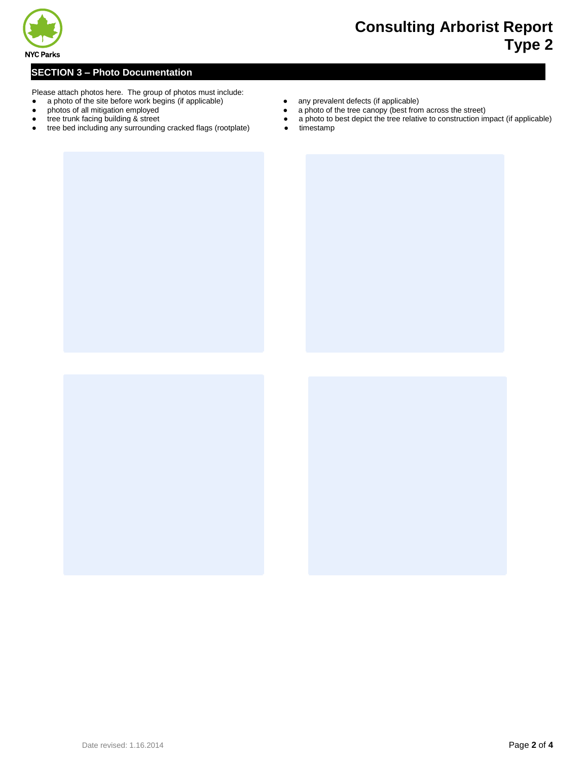## SECTION 3 – Photo Documentation

Please attach photos here. The group of photos must include:

- a photo of the site before work begins (if applicable)
- photos of all mitigation employed
- tree trunk facing building & street
- tree bed including any surrounding cracked flags (rootplate)
- any prevalent defects (if applicable)
- a photo of the tree canopy (best from across the street)
- a photo to best depict the tree relative to construction impact (if applicable)
- timestamp

Date revised: 1.16.2014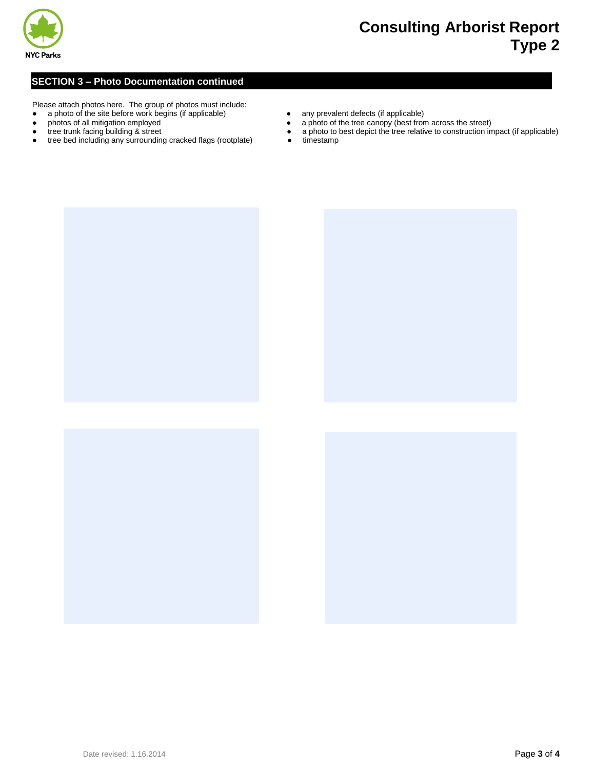# Consulting Arborist Report Type 2

## SECTION 3 – Photo Documentation continued

Please attach photos here. The group of photos must include:

- a photo of the site before work begins (if applicable)
- photos of all mitigation employed
- tree trunk facing building & street
- tree bed including any surrounding cracked flags (rootplate)
- any prevalent defects (if applicable)
- a photo of the tree canopy (best from across the street)
- a photo to best depict the tree relative to construction impact (if applicable)
- timestamp

Date revised: 1.16.2014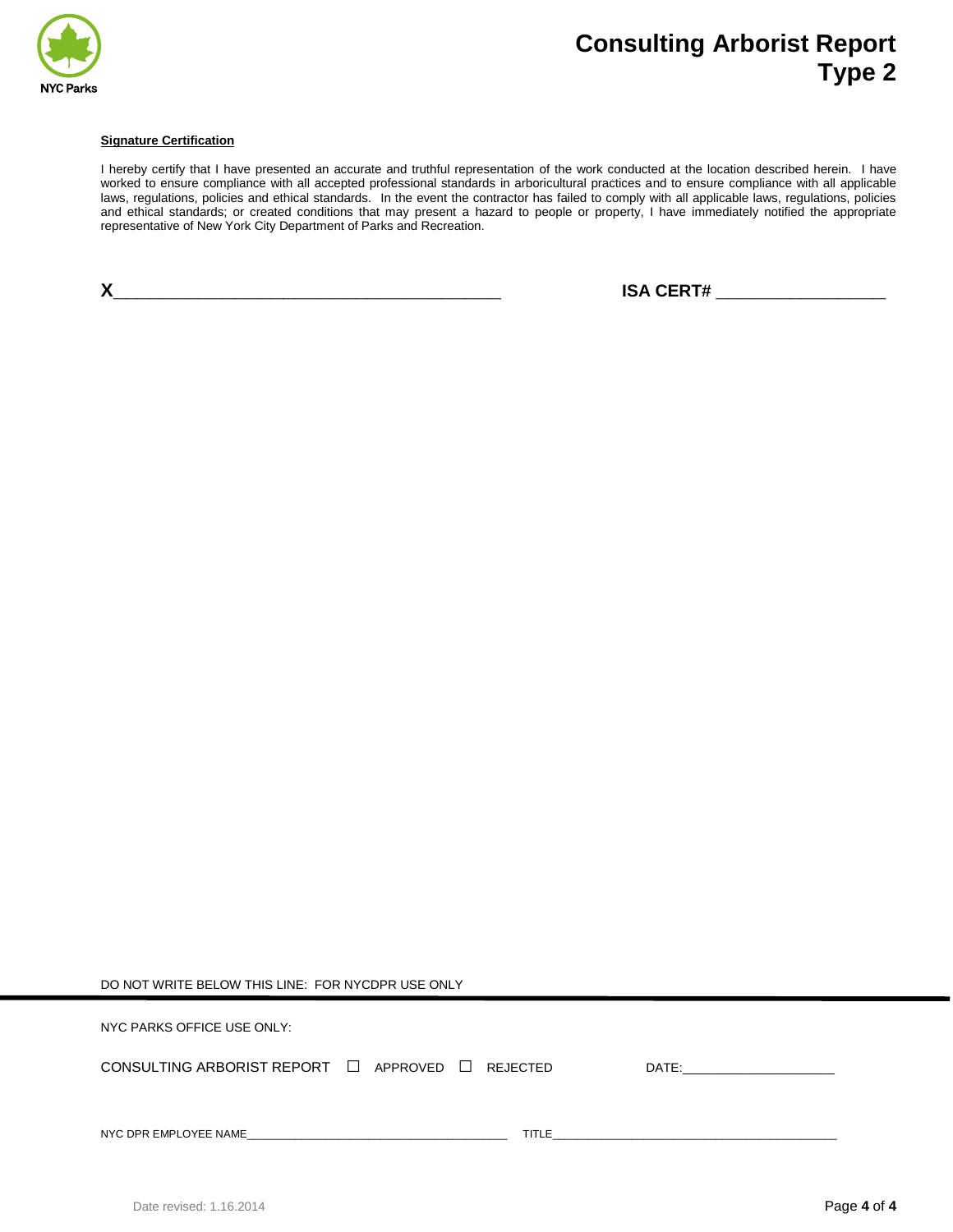# Consulting Arborist Report Type 2

**Signature Certification**

I hereby certify that I have presented an accurate and truthful representation of the work conducted at the location described herein. I have worked to ensure compliance with all accepted professional standards in arboricultural practices and to ensure compliance with all applicable laws, regulations, policies and ethical standards. In the event the contractor has failed to comply with all applicable laws, regulations, policies and ethical standards; or created conditions that may present a hazard to people or property, I have immediately notified the appropriate representative of New York City Department of Parks and Recreation.

**X**\_\_\_\_\_\_\_\_\_\_\_\_\_\_\_\_\_\_\_\_\_\_\_\_\_\_\_\_\_\_\_\_\_\_\_\_\_\_\_\_\_\_ **ISA CERT#** \_\_\_\_\_\_\_\_\_\_\_\_\_\_\_\_\_\_\_

DO NOT WRITE BELOW THIS LINE: FOR NYCDPR USE ONLY

---

NYC PARKS OFFICE USE ONLY:

CONSULTING ARBORIST REPORT ☐ APPROVED ☐ REJECTED DATE:\_\_\_\_\_\_\_\_\_\_\_\_\_\_\_\_\_\_\_\_

NYC DPR EMPLOYEE NAME\_\_\_\_\_\_\_\_\_\_\_\_\_\_\_\_\_\_\_\_\_\_\_\_\_\_\_\_\_\_\_\_\_\_\_\_\_\_\_\_ TITLE\_\_\_\_\_\_\_\_\_\_\_\_\_\_\_\_\_\_\_\_\_\_\_\_\_\_\_\_\_\_\_\_\_\_\_\_\_\_\_\_\_\_\_\_

Date revised: 1.16.2014